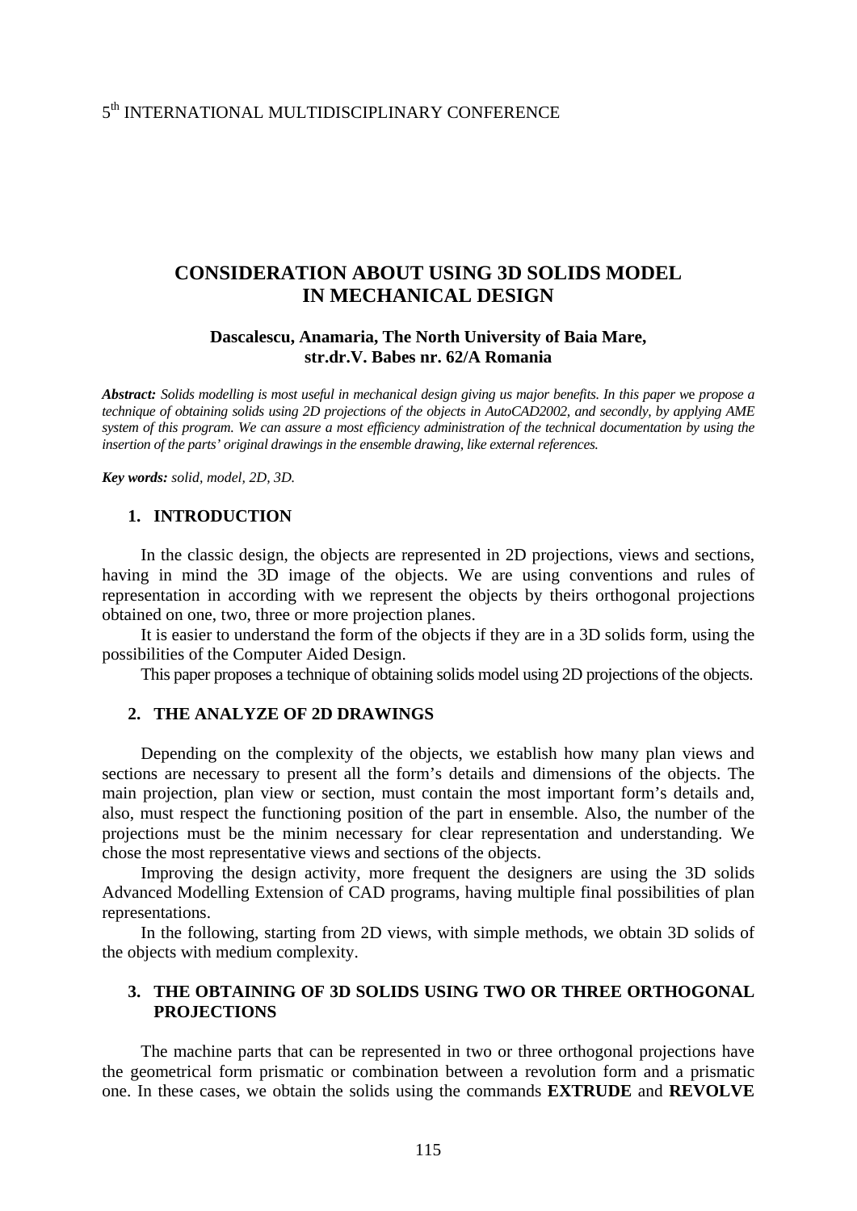# CONSIDERATION ABOUT USING 3D SOLIDS MODEL IN MECHANICAL DESIGN

**Dascalescu, Anamaria, The North University of Baia Mare, str.dr.V. Babes nr. 62/A Romania**

***Abstract:*** *Solids modelling is most useful in mechanical design giving us major benefits. In this paper we propose a technique of obtaining solids using 2D projections of the objects in AutoCAD2002, and secondly, by applying AME system of this program. We can assure a most efficiency administration of the technical documentation by using the insertion of the parts' original drawings in the ensemble drawing, like external references.*

***Key words:*** *solid, model, 2D, 3D.*

## 1. INTRODUCTION

In the classic design, the objects are represented in 2D projections, views and sections, having in mind the 3D image of the objects. We are using conventions and rules of representation in according with we represent the objects by theirs orthogonal projections obtained on one, two, three or more projection planes.

It is easier to understand the form of the objects if they are in a 3D solids form, using the possibilities of the Computer Aided Design.

This paper proposes a technique of obtaining solids model using 2D projections of the objects.

## 2. THE ANALYZE OF 2D DRAWINGS

Depending on the complexity of the objects, we establish how many plan views and sections are necessary to present all the form's details and dimensions of the objects. The main projection, plan view or section, must contain the most important form's details and, also, must respect the functioning position of the part in ensemble. Also, the number of the projections must be the minim necessary for clear representation and understanding. We chose the most representative views and sections of the objects.

Improving the design activity, more frequent the designers are using the 3D solids Advanced Modelling Extension of CAD programs, having multiple final possibilities of plan representations.

In the following, starting from 2D views, with simple methods, we obtain 3D solids of the objects with medium complexity.

## 3. THE OBTAINING OF 3D SOLIDS USING TWO OR THREE ORTHOGONAL PROJECTIONS

The machine parts that can be represented in two or three orthogonal projections have the geometrical form prismatic or combination between a revolution form and a prismatic one. In these cases, we obtain the solids using the commands **EXTRUDE** and **REVOLVE**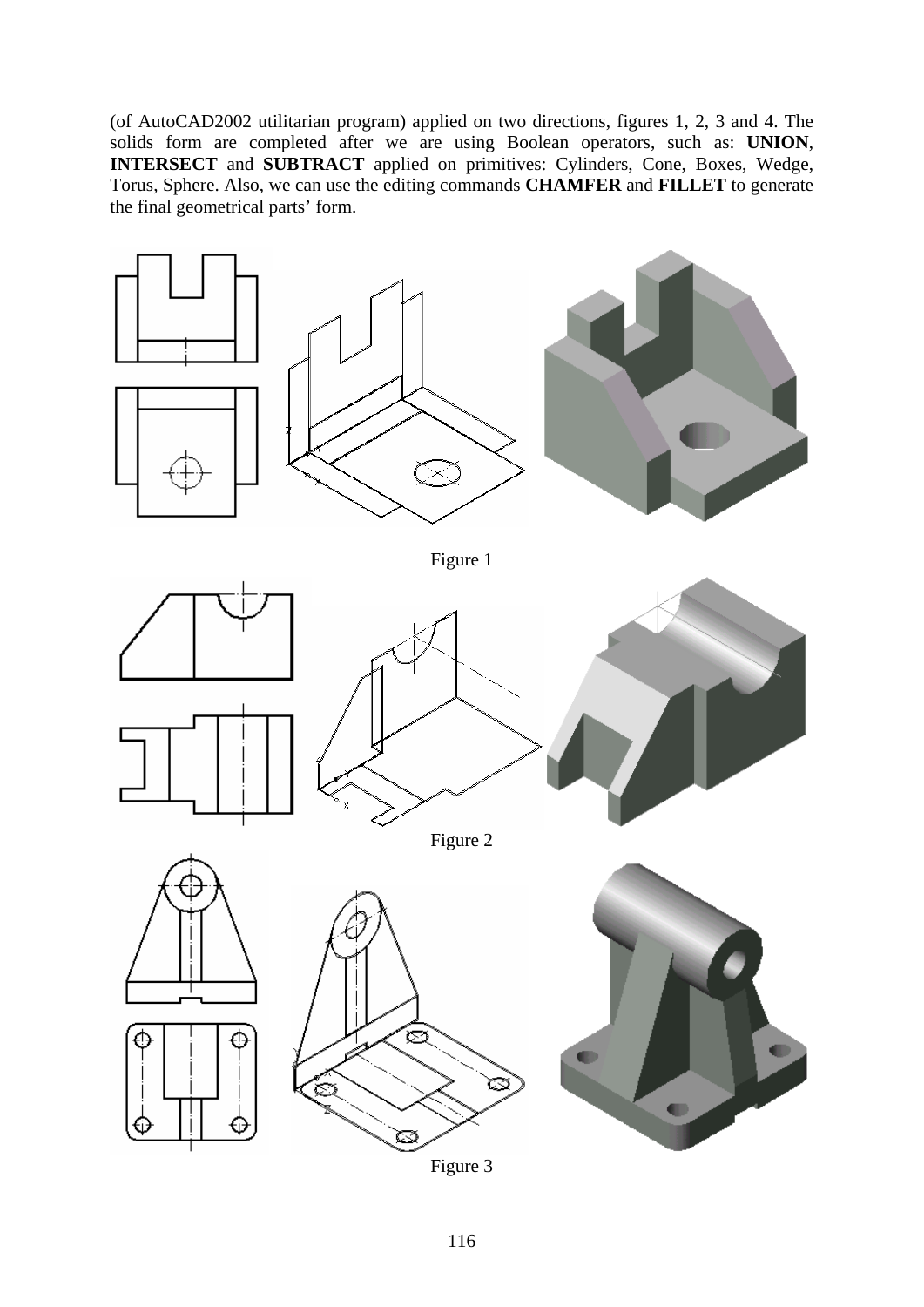(of AutoCAD2002 utilitarian program) applied on two directions, figures 1, 2, 3 and 4. The solids form are completed after we are using Boolean operators, such as: **UNION**, **INTERSECT** and **SUBTRACT** applied on primitives: Cylinders, Cone, Boxes, Wedge, Torus, Sphere. Also, we can use the editing commands **CHAMFER** and **FILLET** to generate the final geometrical parts' form.

Figure 1

Figure 2

Figure 3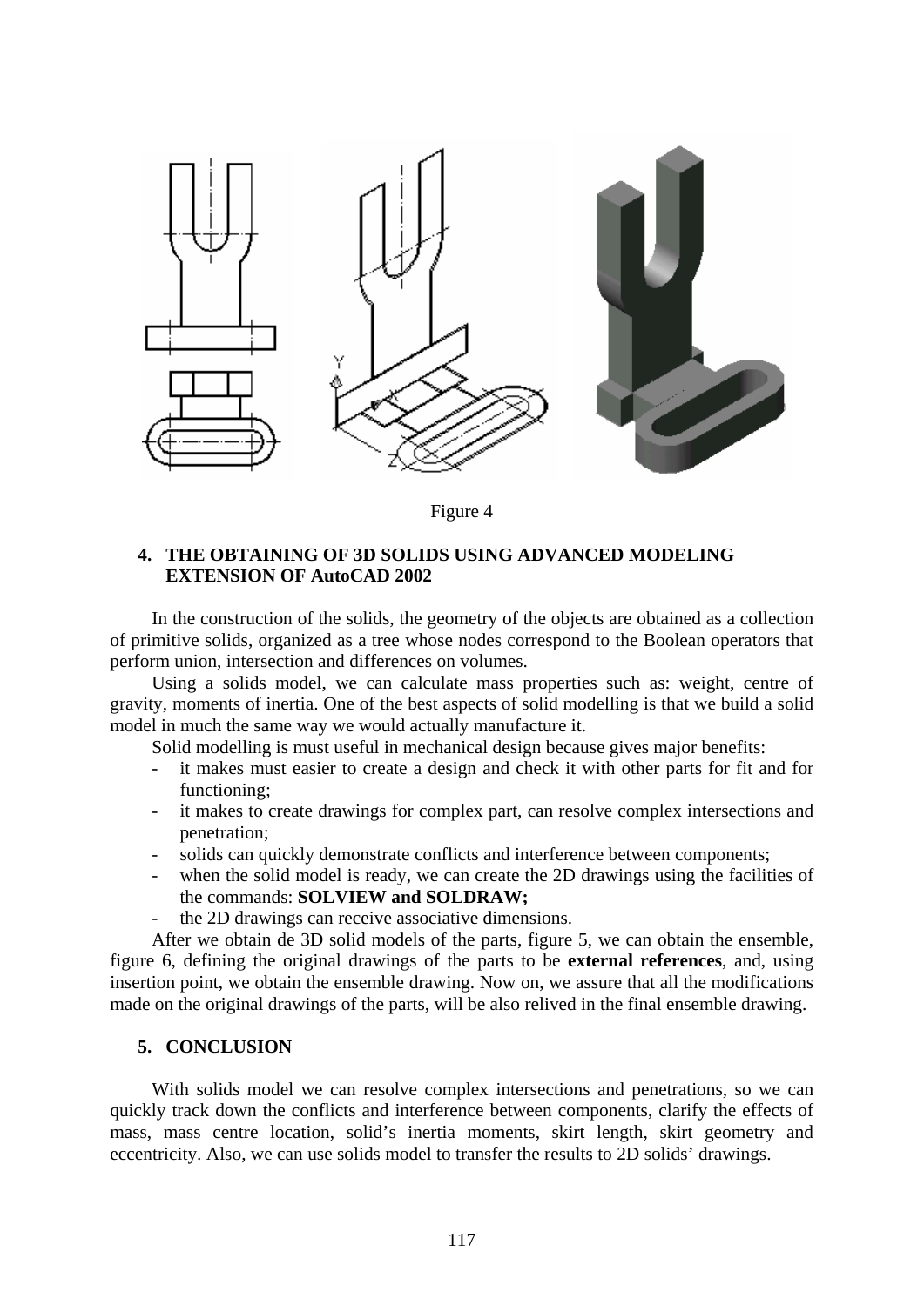Figure 4

## 4. THE OBTAINING OF 3D SOLIDS USING ADVANCED MODELING EXTENSION OF AutoCAD 2002

In the construction of the solids, the geometry of the objects are obtained as a collection of primitive solids, organized as a tree whose nodes correspond to the Boolean operators that perform union, intersection and differences on volumes.

Using a solids model, we can calculate mass properties such as: weight, centre of gravity, moments of inertia. One of the best aspects of solid modelling is that we build a solid model in much the same way we would actually manufacture it.

Solid modelling is must useful in mechanical design because gives major benefits:

- it makes must easier to create a design and check it with other parts for fit and for functioning;
- it makes to create drawings for complex part, can resolve complex intersections and penetration;
- solids can quickly demonstrate conflicts and interference between components;
- when the solid model is ready, we can create the 2D drawings using the facilities of the commands: **SOLVIEW and SOLDRAW;**
- the 2D drawings can receive associative dimensions.

After we obtain de 3D solid models of the parts, figure 5, we can obtain the ensemble, figure 6, defining the original drawings of the parts to be **external references**, and, using insertion point, we obtain the ensemble drawing. Now on, we assure that all the modifications made on the original drawings of the parts, will be also relived in the final ensemble drawing.

## 5. CONCLUSION

With solids model we can resolve complex intersections and penetrations, so we can quickly track down the conflicts and interference between components, clarify the effects of mass, mass centre location, solid's inertia moments, skirt length, skirt geometry and eccentricity. Also, we can use solids model to transfer the results to 2D solids' drawings.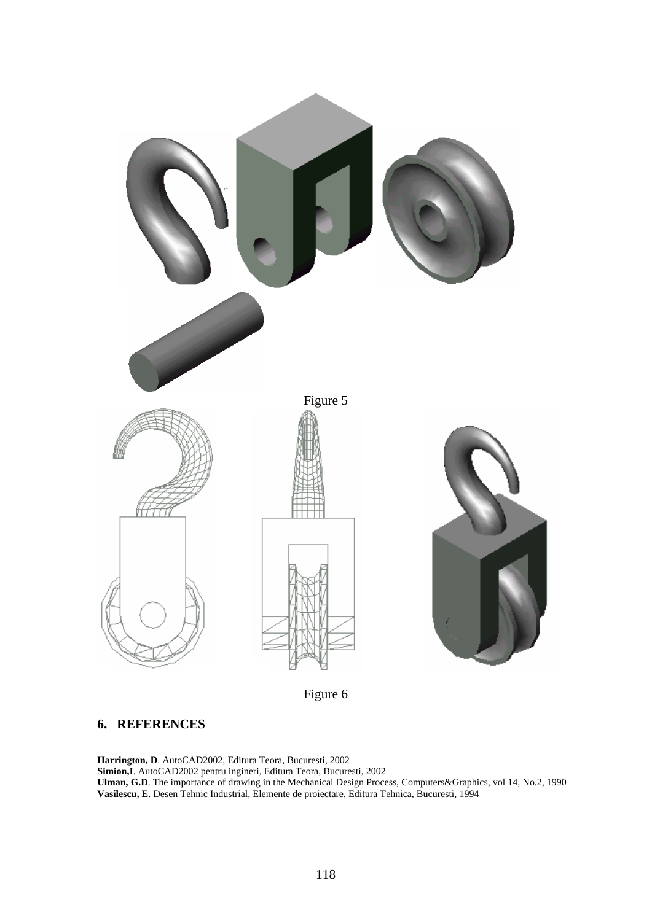Figure 5

Figure 6

## 6. REFERENCES

**Harrington, D**. AutoCAD2002, Editura Teora, Bucuresti, 2002
**Simion,I**. AutoCAD2002 pentru ingineri, Editura Teora, Bucuresti, 2002
**Ulman, G.D**. The importance of drawing in the Mechanical Design Process, Computers&Graphics, vol 14, No.2, 1990
**Vasilescu, E**. Desen Tehnic Industrial, Elemente de proiectare, Editura Tehnica, Bucuresti, 1994